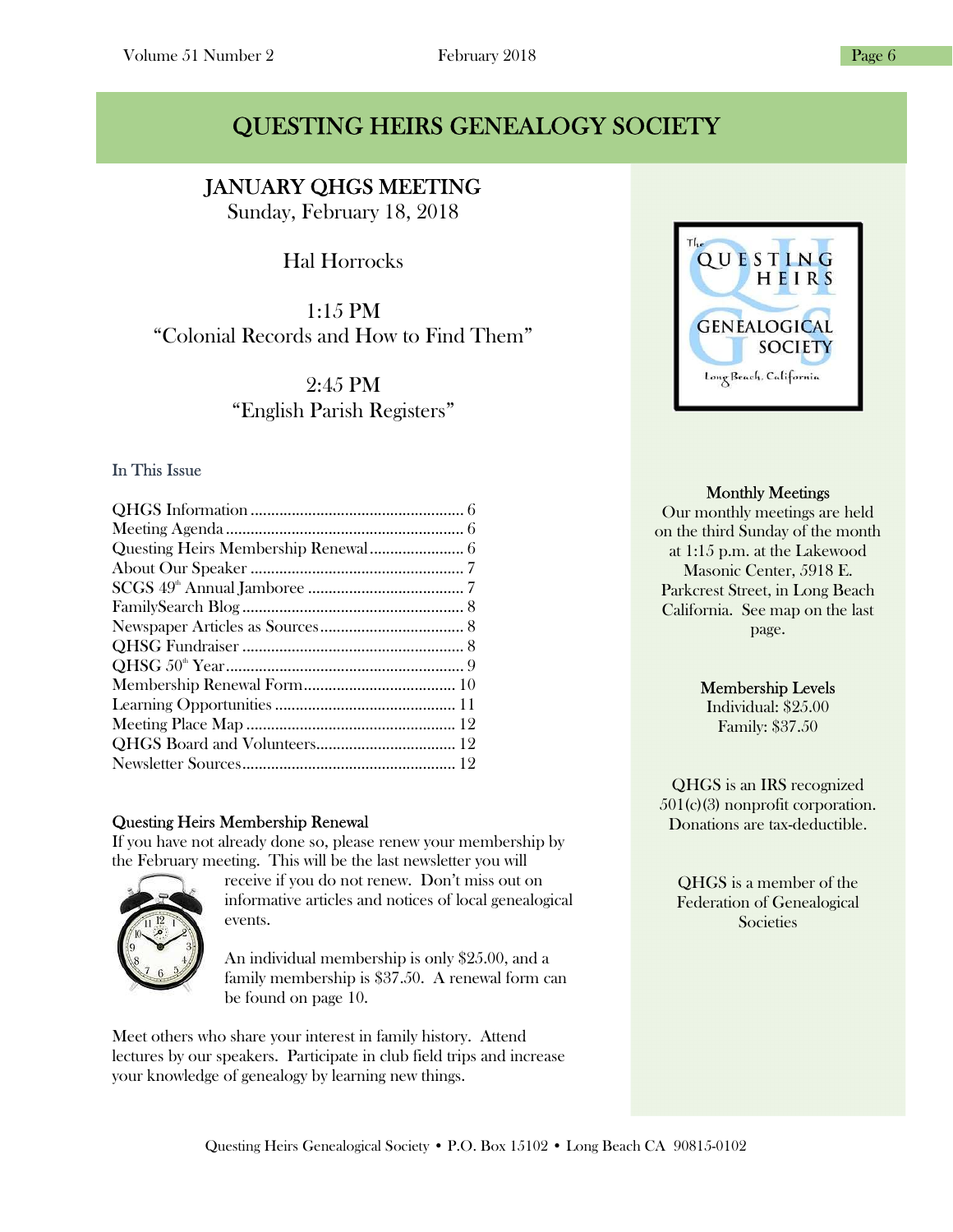# QUESTING HEIRS GENEALOGY SOCIETY

## JANUARY QHGS MEETING

Sunday, February 18, 2018

Hal Horrocks

1:15 PM
"Colonial Records and How to Find Them"

2:45 PM
"English Parish Registers"

### In This Issue

QHGS Information ........................................ 6
Meeting Agenda ........................................ 6
Questing Heirs Membership Renewal ........................................ 6
About Our Speaker ........................................ 7
SCGS 49th Annual Jamboree ........................................ 7
FamilySearch Blog ........................................ 8
Newspaper Articles as Sources ........................................ 8
QHSG Fundraiser ........................................ 8
QHSG 50th Year ........................................ 9
Membership Renewal Form ........................................ 10
Learning Opportunities ........................................ 11
Meeting Place Map ........................................ 12
QHGS Board and Volunteers ........................................ 12
Newsletter Sources ........................................ 12

### Questing Heirs Membership Renewal

If you have not already done so, please renew your membership by the February meeting. This will be the last newsletter you will receive if you do not renew. Don't miss out on informative articles and notices of local genealogical events.

An individual membership is only $25.00, and a family membership is $37.50. A renewal form can be found on page 10.

Meet others who share your interest in family history. Attend lectures by our speakers. Participate in club field trips and increase your knowledge of genealogy by learning new things.

The Questing Heirs Genealogical Society
Long Beach, California

**Monthly Meetings**
Our monthly meetings are held on the third Sunday of the month at 1:15 p.m. at the Lakewood Masonic Center, 5918 E. Parkcrest Street, in Long Beach California. See map on the last page.

**Membership Levels**
Individual: $25.00
Family: $37.50

QHGS is an IRS recognized 501(c)(3) nonprofit corporation. Donations are tax-deductible.

QHGS is a member of the Federation of Genealogical Societies

Questing Heirs Genealogical Society • P.O. Box 15102 • Long Beach CA 90815-0102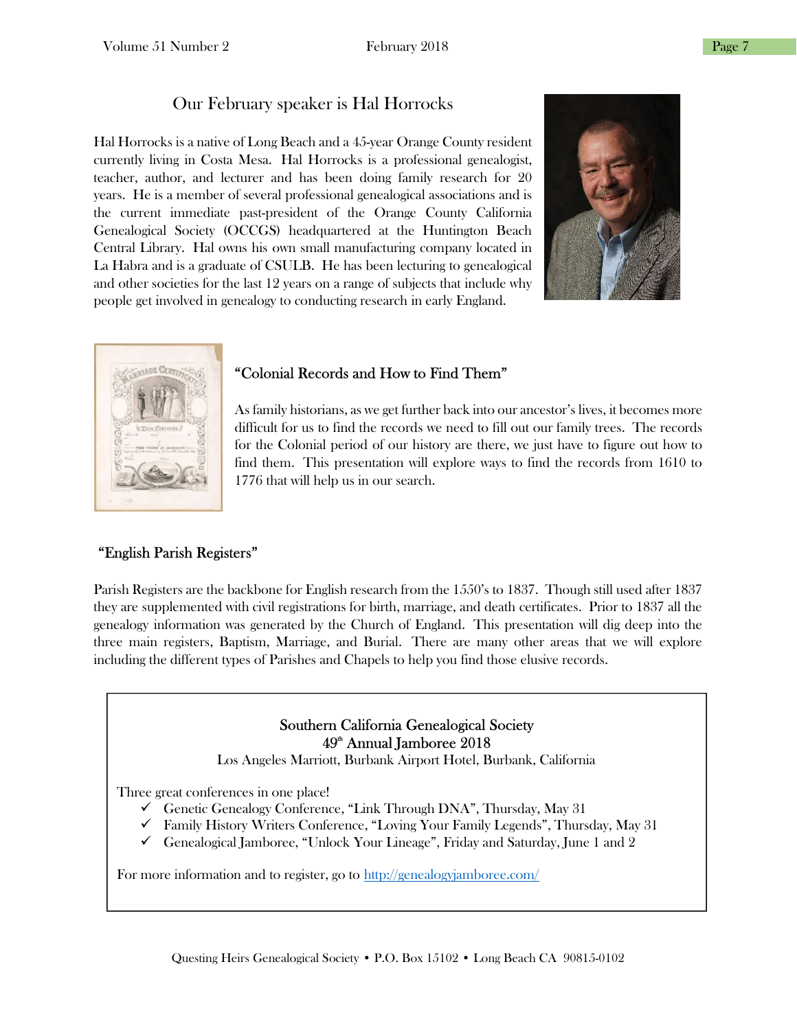## Our February speaker is Hal Horrocks

Hal Horrocks is a native of Long Beach and a 45-year Orange County resident currently living in Costa Mesa. Hal Horrocks is a professional genealogist, teacher, author, and lecturer and has been doing family research for 20 years. He is a member of several professional genealogical associations and is the current immediate past-president of the Orange County California Genealogical Society (OCCGS) headquartered at the Huntington Beach Central Library. Hal owns his own small manufacturing company located in La Habra and is a graduate of CSULB. He has been lecturing to genealogical and other societies for the last 12 years on a range of subjects that include why people get involved in genealogy to conducting research in early England.

### "Colonial Records and How to Find Them"

As family historians, as we get further back into our ancestor's lives, it becomes more difficult for us to find the records we need to fill out our family trees. The records for the Colonial period of our history are there, we just have to figure out how to find them. This presentation will explore ways to find the records from 1610 to 1776 that will help us in our search.

### "English Parish Registers"

Parish Registers are the backbone for English research from the 1550's to 1837. Though still used after 1837 they are supplemented with civil registrations for birth, marriage, and death certificates. Prior to 1837 all the genealogy information was generated by the Church of England. This presentation will dig deep into the three main registers, Baptism, Marriage, and Burial. There are many other areas that we will explore including the different types of Parishes and Chapels to help you find those elusive records.

---

**Southern California Genealogical Society**
**49th Annual Jamboree 2018**
Los Angeles Marriott, Burbank Airport Hotel, Burbank, California

Three great conferences in one place!

- ✓ Genetic Genealogy Conference, "Link Through DNA", Thursday, May 31
- ✓ Family History Writers Conference, "Loving Your Family Legends", Thursday, May 31
- ✓ Genealogical Jamboree, "Unlock Your Lineage", Friday and Saturday, June 1 and 2

For more information and to register, go to [http://genealogyjamboree.com/](http://genealogyjamboree.com/)

---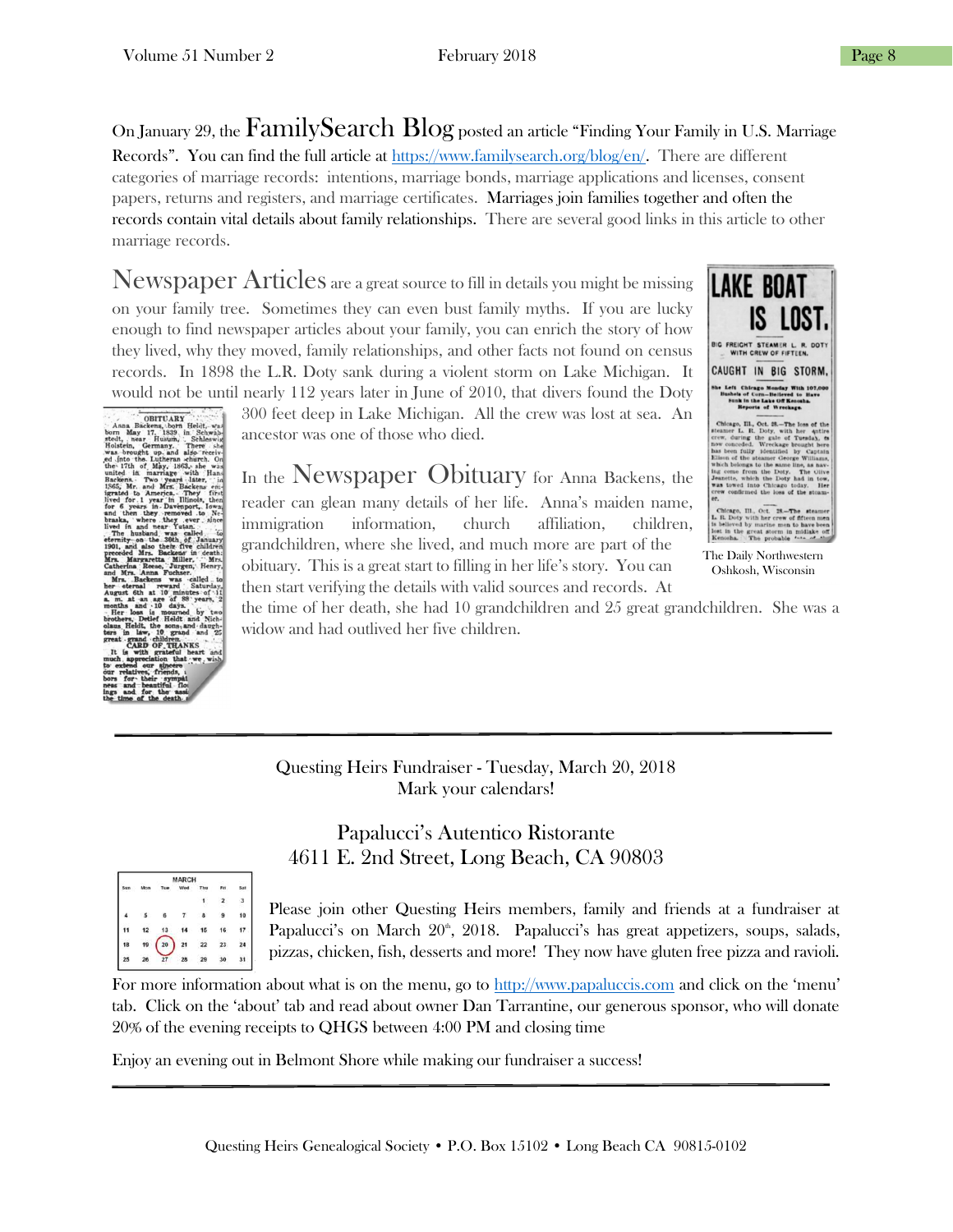On January 29, the FamilySearch Blog posted an article "Finding Your Family in U.S. Marriage Records". You can find the full article at https://www.familysearch.org/blog/en/. There are different categories of marriage records: intentions, marriage bonds, marriage applications and licenses, consent papers, returns and registers, and marriage certificates. Marriages join families together and often the records contain vital details about family relationships. There are several good links in this article to other marriage records.

Newspaper Articles are a great source to fill in details you might be missing on your family tree. Sometimes they can even bust family myths. If you are lucky enough to find newspaper articles about your family, you can enrich the story of how they lived, why they moved, family relationships, and other facts not found on census records. In 1898 the L.R. Doty sank during a violent storm on Lake Michigan. It would not be until nearly 112 years later in June of 2010, that divers found the Doty 300 feet deep in Lake Michigan. All the crew was lost at sea. An ancestor was one of those who died.

The Daily Northwestern
Oshkosh, Wisconsin

In the Newspaper Obituary for Anna Backens, the reader can glean many details of her life. Anna's maiden name, immigration information, church affiliation, children, grandchildren, where she lived, and much more are part of the obituary. This is a great start to filling in her life's story. You can then start verifying the details with valid sources and records. At the time of her death, she had 10 grandchildren and 25 great grandchildren. She was a widow and had outlived her five children.

---

Questing Heirs Fundraiser - Tuesday, March 20, 2018
Mark your calendars!

Papalucci's Autentico Ristorante
4611 E. 2nd Street, Long Beach, CA 90803

Please join other Questing Heirs members, family and friends at a fundraiser at Papalucci's on March 20th, 2018. Papalucci's has great appetizers, soups, salads, pizzas, chicken, fish, desserts and more! They now have gluten free pizza and ravioli.

For more information about what is on the menu, go to http://www.papaluccis.com and click on the 'menu' tab. Click on the 'about' tab and read about owner Dan Tarrantine, our generous sponsor, who will donate 20% of the evening receipts to QHGS between 4:00 PM and closing time

Enjoy an evening out in Belmont Shore while making our fundraiser a success!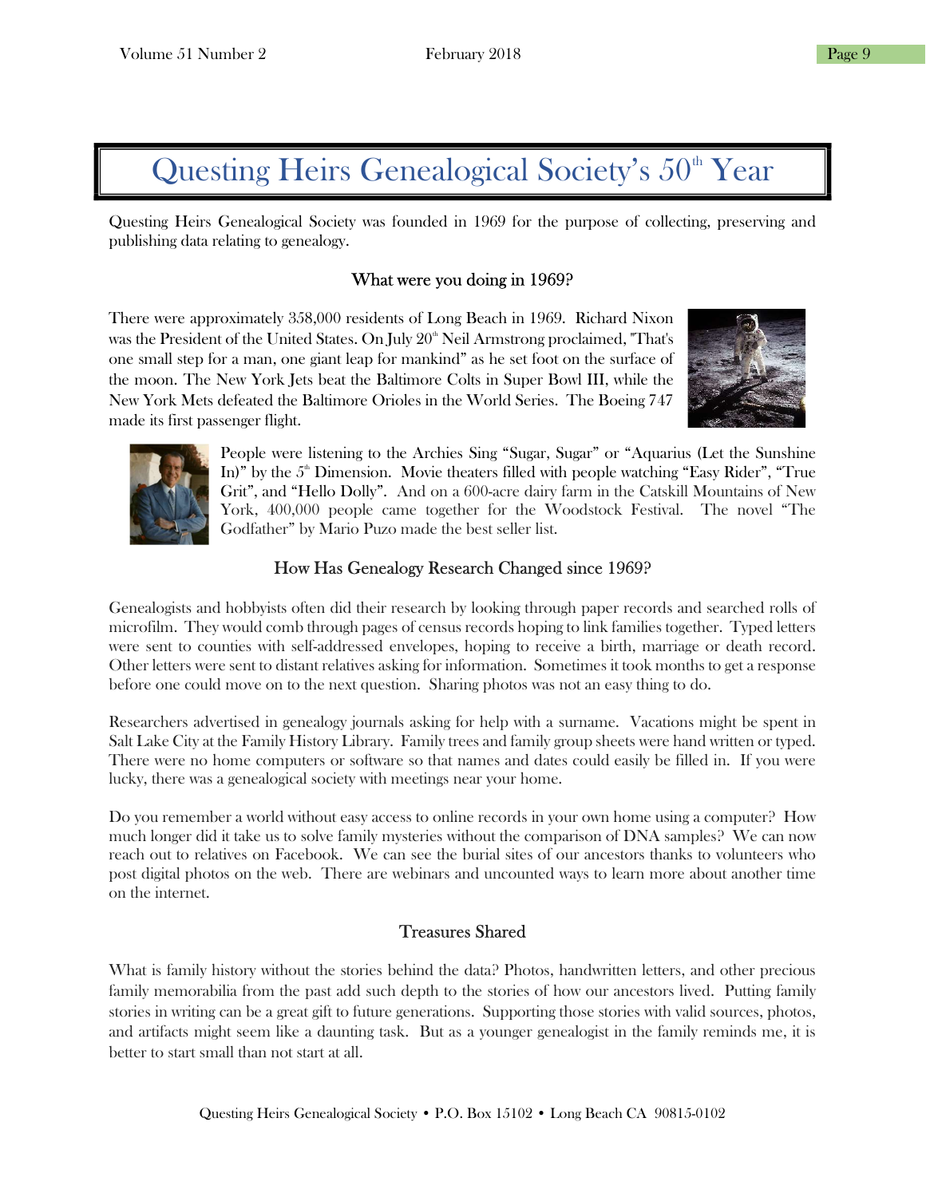# Questing Heirs Genealogical Society's 50th Year

Questing Heirs Genealogical Society was founded in 1969 for the purpose of collecting, preserving and publishing data relating to genealogy.

## What were you doing in 1969?

There were approximately 358,000 residents of Long Beach in 1969. Richard Nixon was the President of the United States. On July 20th Neil Armstrong proclaimed, "That's one small step for a man, one giant leap for mankind" as he set foot on the surface of the moon. The New York Jets beat the Baltimore Colts in Super Bowl III, while the New York Mets defeated the Baltimore Orioles in the World Series. The Boeing 747 made its first passenger flight.

People were listening to the Archies Sing "Sugar, Sugar" or "Aquarius (Let the Sunshine In)" by the 5th Dimension. Movie theaters filled with people watching "Easy Rider", "True Grit", and "Hello Dolly". And on a 600-acre dairy farm in the Catskill Mountains of New York, 400,000 people came together for the Woodstock Festival. The novel "The Godfather" by Mario Puzo made the best seller list.

## How Has Genealogy Research Changed since 1969?

Genealogists and hobbyists often did their research by looking through paper records and searched rolls of microfilm. They would comb through pages of census records hoping to link families together. Typed letters were sent to counties with self-addressed envelopes, hoping to receive a birth, marriage or death record. Other letters were sent to distant relatives asking for information. Sometimes it took months to get a response before one could move on to the next question. Sharing photos was not an easy thing to do.

Researchers advertised in genealogy journals asking for help with a surname. Vacations might be spent in Salt Lake City at the Family History Library. Family trees and family group sheets were hand written or typed. There were no home computers or software so that names and dates could easily be filled in. If you were lucky, there was a genealogical society with meetings near your home.

Do you remember a world without easy access to online records in your own home using a computer? How much longer did it take us to solve family mysteries without the comparison of DNA samples? We can now reach out to relatives on Facebook. We can see the burial sites of our ancestors thanks to volunteers who post digital photos on the web. There are webinars and uncounted ways to learn more about another time on the internet.

## Treasures Shared

What is family history without the stories behind the data? Photos, handwritten letters, and other precious family memorabilia from the past add such depth to the stories of how our ancestors lived. Putting family stories in writing can be a great gift to future generations. Supporting those stories with valid sources, photos, and artifacts might seem like a daunting task. But as a younger genealogist in the family reminds me, it is better to start small than not start at all.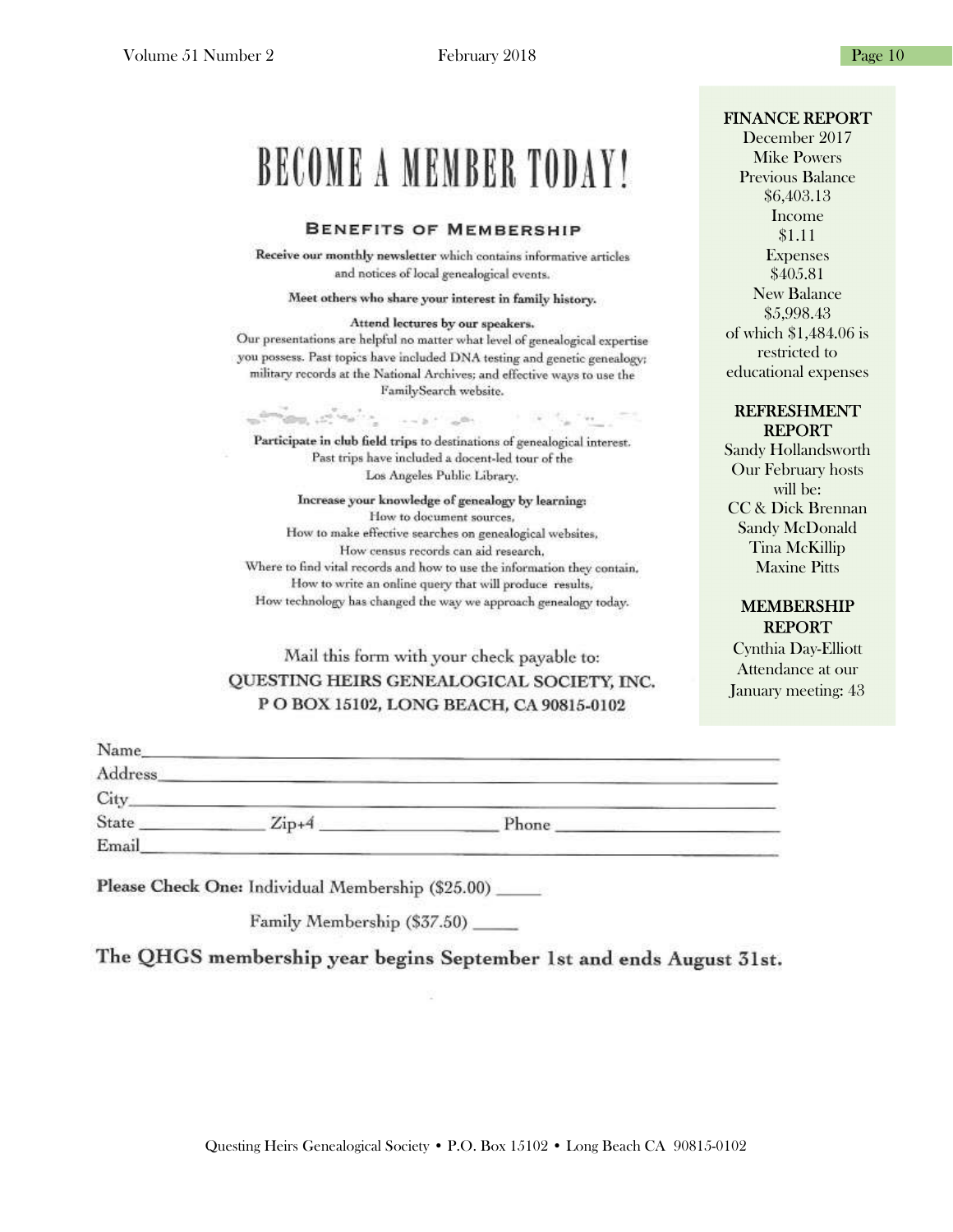# BECOME A MEMBER TODAY!

### BENEFITS OF MEMBERSHIP

**Receive our monthly newsletter** which contains informative articles and notices of local genealogical events.

**Meet others who share your interest in family history.**

**Attend lectures by our speakers.**
Our presentations are helpful no matter what level of genealogical expertise you possess. Past topics have included DNA testing and genetic genealogy; military records at the National Archives; and effective ways to use the FamilySearch website.

**Participate in club field trips** to destinations of genealogical interest. Past trips have included a docent-led tour of the Los Angeles Public Library.

**Increase your knowledge of genealogy by learning:**
How to document sources,
How to make effective searches on genealogical websites,
How census records can aid research,
Where to find vital records and how to use the information they contain,
How to write an online query that will produce results,
How technology has changed the way we approach genealogy today.

Mail this form with your check payable to:
QUESTING HEIRS GENEALOGICAL SOCIETY, INC.
P O BOX 15102, LONG BEACH, CA 90815-0102

Name\_\_\_\_\_\_\_\_\_\_\_\_\_\_\_\_\_\_\_\_\_\_\_\_\_\_\_\_\_\_\_\_
Address\_\_\_\_\_\_\_\_\_\_\_\_\_\_\_\_\_\_\_\_\_\_\_\_\_\_\_\_\_\_
City\_\_\_\_\_\_\_\_\_\_\_\_\_\_\_\_\_\_\_\_\_\_\_\_\_\_\_\_\_\_\_\_\_
State \_\_\_\_\_\_\_\_\_ Zip+4 \_\_\_\_\_\_\_\_\_\_\_\_ Phone \_\_\_\_\_\_\_\_\_\_\_\_\_
Email\_\_\_\_\_\_\_\_\_\_\_\_\_\_\_\_\_\_\_\_\_\_\_\_\_\_\_\_\_\_\_\_

**Please Check One:** Individual Membership ($25.00) \_\_\_\_\_

Family Membership ($37.50) \_\_\_\_\_

**The QHGS membership year begins September 1st and ends August 31st.**

## FINANCE REPORT

December 2017
Mike Powers
Previous Balance
$6,403.13
Income
$1.11
Expenses
$405.81
New Balance
$5,998.43
of which $1,484.06 is restricted to educational expenses

## REFRESHMENT REPORT

Sandy Hollandsworth
Our February hosts will be:
CC & Dick Brennan
Sandy McDonald
Tina McKillip
Maxine Pitts

## MEMBERSHIP REPORT

Cynthia Day-Elliott
Attendance at our January meeting: 43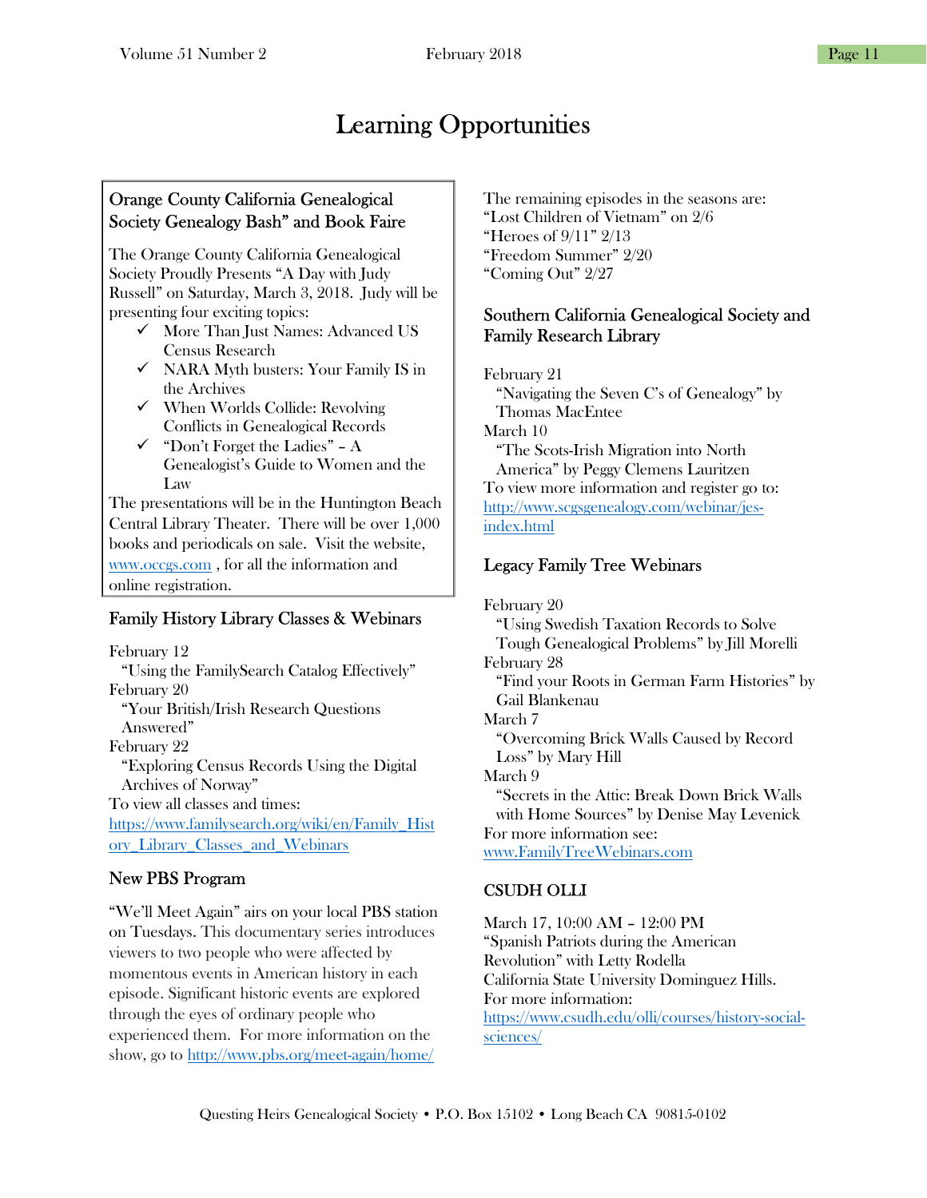# Learning Opportunities

## Orange County California Genealogical Society Genealogy Bash" and Book Faire

The Orange County California Genealogical Society Proudly Presents "A Day with Judy Russell" on Saturday, March 3, 2018. Judy will be presenting four exciting topics:

- ✓ More Than Just Names: Advanced US Census Research
- ✓ NARA Myth busters: Your Family IS in the Archives
- ✓ When Worlds Collide: Revolving Conflicts in Genealogical Records
- ✓ "Don't Forget the Ladies" – A Genealogist's Guide to Women and the Law

The presentations will be in the Huntington Beach Central Library Theater. There will be over 1,000 books and periodicals on sale. Visit the website, www.occgs.com , for all the information and online registration.

## Family History Library Classes & Webinars

February 12
"Using the FamilySearch Catalog Effectively"

February 20
"Your British/Irish Research Questions Answered"

February 22
"Exploring Census Records Using the Digital Archives of Norway"

To view all classes and times:
https://www.familysearch.org/wiki/en/Family_History_Library_Classes_and_Webinars

## New PBS Program

"We'll Meet Again" airs on your local PBS station on Tuesdays. This documentary series introduces viewers to two people who were affected by momentous events in American history in each episode. Significant historic events are explored through the eyes of ordinary people who experienced them. For more information on the show, go to http://www.pbs.org/meet-again/home/

The remaining episodes in the seasons are:
"Lost Children of Vietnam" on 2/6
"Heroes of 9/11" 2/13
"Freedom Summer" 2/20
"Coming Out" 2/27

## Southern California Genealogical Society and Family Research Library

February 21
"Navigating the Seven C's of Genealogy" by Thomas MacEntee

March 10
"The Scots-Irish Migration into North America" by Peggy Clemens Lauritzen

To view more information and register go to:
http://www.scgsgenealogy.com/webinar/jes-index.html

## Legacy Family Tree Webinars

February 20
"Using Swedish Taxation Records to Solve Tough Genealogical Problems" by Jill Morelli

February 28
"Find your Roots in German Farm Histories" by Gail Blankenau

March 7
"Overcoming Brick Walls Caused by Record Loss" by Mary Hill

March 9
"Secrets in the Attic: Break Down Brick Walls with Home Sources" by Denise May Levenick

For more information see:
www.FamilyTreeWebinars.com

## CSUDH OLLI

March 17, 10:00 AM – 12:00 PM
"Spanish Patriots during the American Revolution" with Letty Rodella
California State University Dominguez Hills.
For more information:
https://www.csudh.edu/olli/courses/history-social-sciences/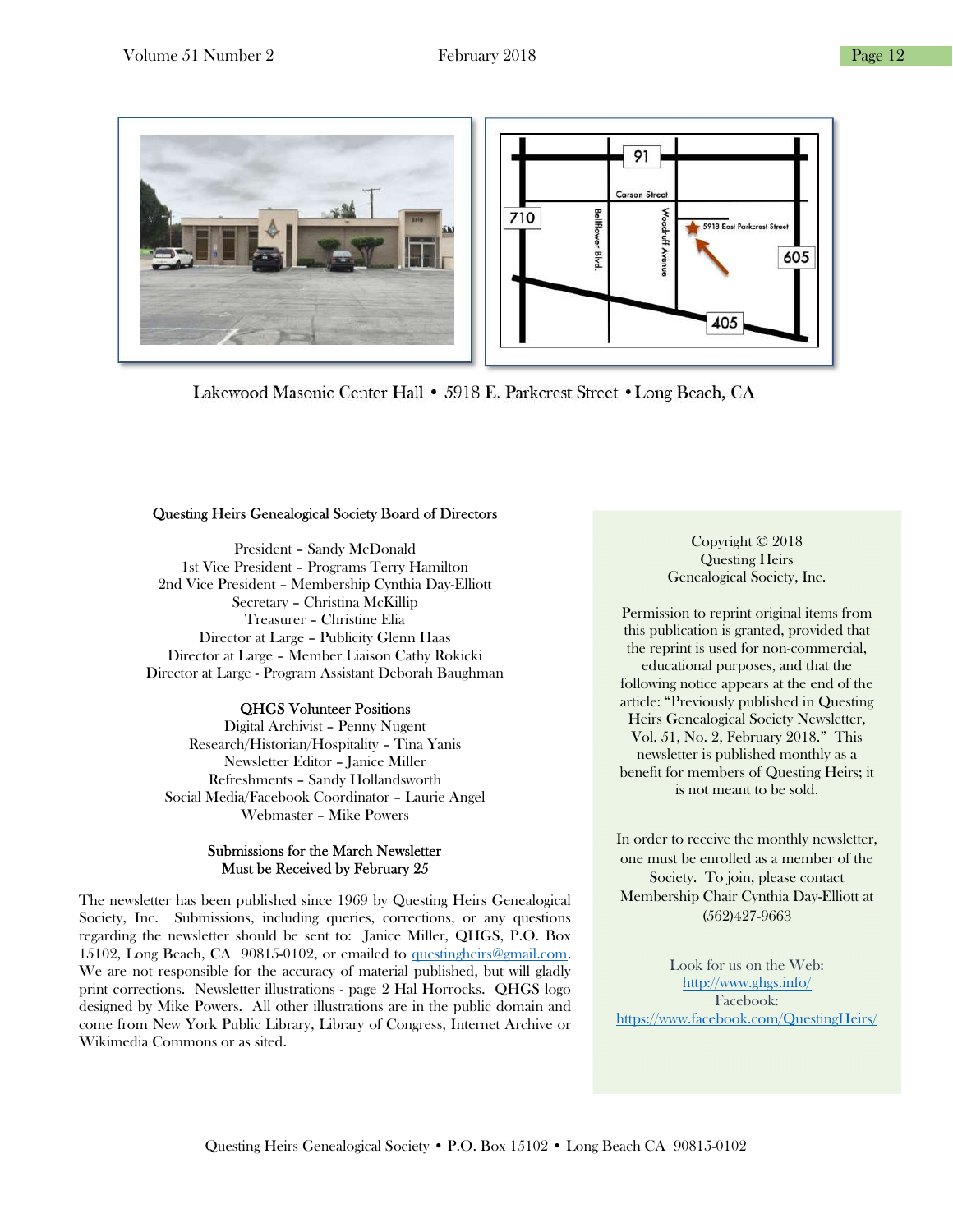Lakewood Masonic Center Hall • 5918 E. Parkcrest Street • Long Beach, CA

**Questing Heirs Genealogical Society Board of Directors**

President – Sandy McDonald
1st Vice President – Programs Terry Hamilton
2nd Vice President – Membership Cynthia Day-Elliott
Secretary – Christina McKillip
Treasurer – Christine Elia
Director at Large – Publicity Glenn Haas
Director at Large – Member Liaison Cathy Rokicki
Director at Large - Program Assistant Deborah Baughman

**QHGS Volunteer Positions**

Digital Archivist – Penny Nugent
Research/Historian/Hospitality – Tina Yanis
Newsletter Editor – Janice Miller
Refreshments – Sandy Hollandsworth
Social Media/Facebook Coordinator – Laurie Angel
Webmaster – Mike Powers

**Submissions for the March Newsletter
Must be Received by February 25**

The newsletter has been published since 1969 by Questing Heirs Genealogical Society, Inc. Submissions, including queries, corrections, or any questions regarding the newsletter should be sent to: Janice Miller, QHGS, P.O. Box 15102, Long Beach, CA 90815-0102, or emailed to questingheirs@gmail.com. We are not responsible for the accuracy of material published, but will gladly print corrections. Newsletter illustrations - page 2 Hal Horrocks. QHGS logo designed by Mike Powers. All other illustrations are in the public domain and come from New York Public Library, Library of Congress, Internet Archive or Wikimedia Commons or as sited.

Copyright © 2018
Questing Heirs
Genealogical Society, Inc.

Permission to reprint original items from this publication is granted, provided that the reprint is used for non-commercial, educational purposes, and that the following notice appears at the end of the article: "Previously published in Questing Heirs Genealogical Society Newsletter, Vol. 51, No. 2, February 2018." This newsletter is published monthly as a benefit for members of Questing Heirs; it is not meant to be sold.

In order to receive the monthly newsletter, one must be enrolled as a member of the Society. To join, please contact Membership Chair Cynthia Day-Elliott at (562)427-9663

Look for us on the Web:
http://www.qhgs.info/
Facebook:
https://www.facebook.com/QuestingHeirs/

Questing Heirs Genealogical Society • P.O. Box 15102 • Long Beach CA 90815-0102